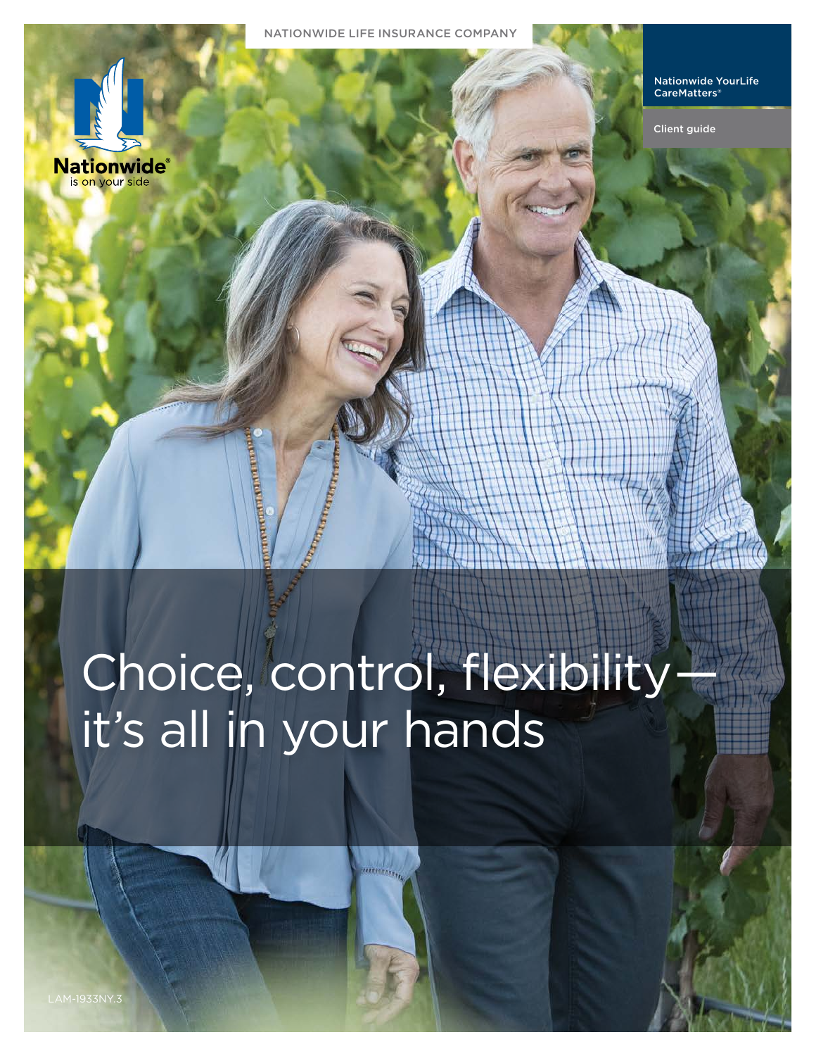NATIONWIDE LIFE INSURANCE COMPANY

Nationwide® is on your side

Nationwide YourLife CareMatters®

Client guide

# Choice, control, flexibility— it's all in your hands

LAM-1933NY.3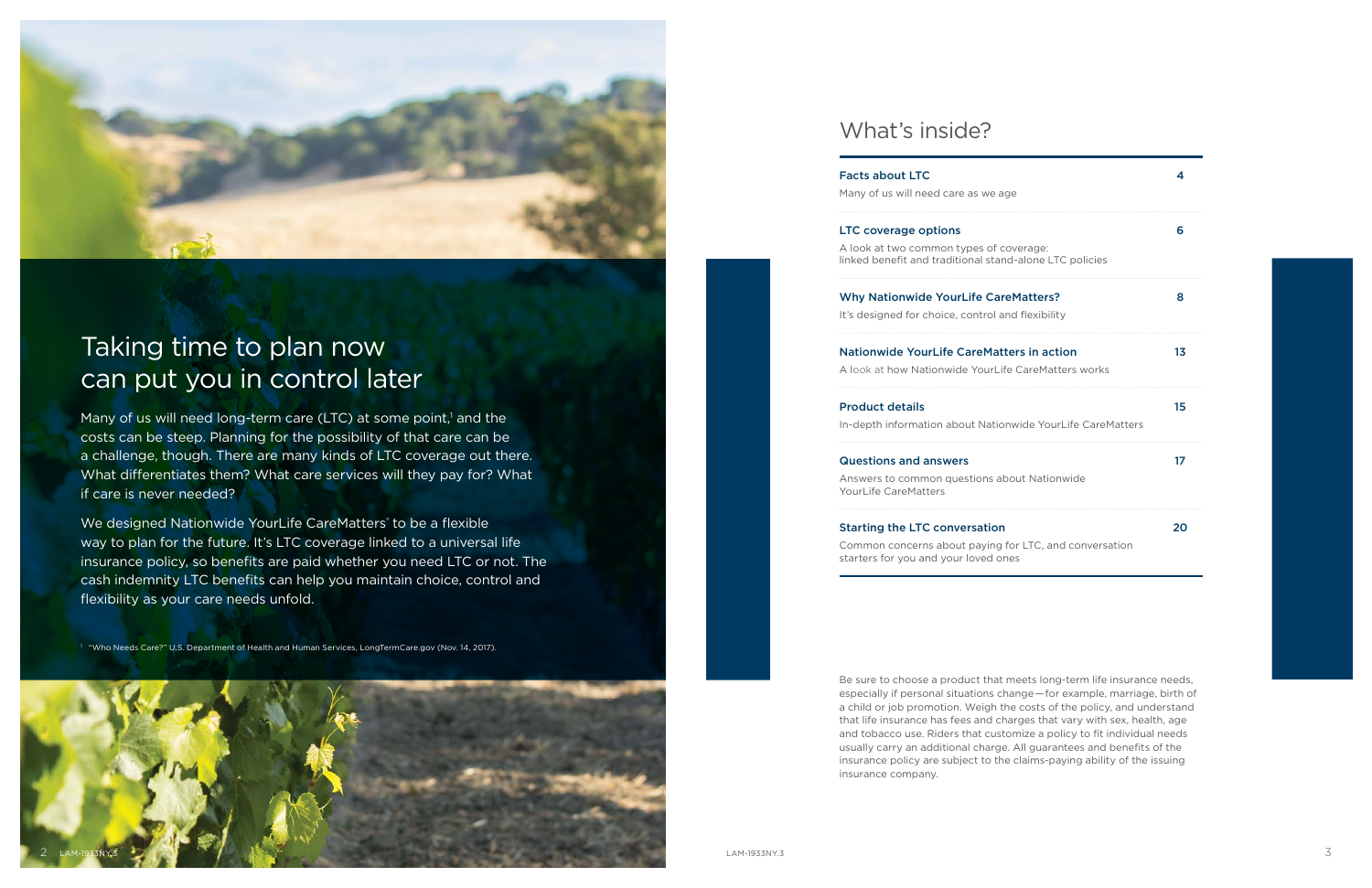# Taking time to plan now can put you in control later

Many of us will need long-term care (LTC) at some point,[1] and the costs can be steep. Planning for the possibility of that care can be a challenge, though. There are many kinds of LTC coverage out there. What differentiates them? What care services will they pay for? What if care is never needed?

We designed Nationwide YourLife CareMatters® to be a flexible way to plan for the future. It's LTC coverage linked to a universal life insurance policy, so benefits are paid whether you need LTC or not. The cash indemnity LTC benefits can help you maintain choice, control and flexibility as your care needs unfold.

[1] "Who Needs Care?" U.S. Department of Health and Human Services, LongTermCare.gov (Nov. 14, 2017).

# What's inside?

| | |
|---|---|
| **Facts about LTC**<br>Many of us will need care as we age | 4 |
| **LTC coverage options**<br>A look at two common types of coverage: linked benefit and traditional stand-alone LTC policies | 6 |
| **Why Nationwide YourLife CareMatters?**<br>It's designed for choice, control and flexibility | 8 |
| **Nationwide YourLife CareMatters in action**<br>A look at how Nationwide YourLife CareMatters works | 13 |
| **Product details**<br>In-depth information about Nationwide YourLife CareMatters | 15 |
| **Questions and answers**<br>Answers to common questions about Nationwide YourLife CareMatters | 17 |
| **Starting the LTC conversation**<br>Common concerns about paying for LTC, and conversation starters for you and your loved ones | 20 |

Be sure to choose a product that meets long-term life insurance needs, especially if personal situations change—for example, marriage, birth of a child or job promotion. Weigh the costs of the policy, and understand that life insurance has fees and charges that vary with sex, health, age and tobacco use. Riders that customize a policy to fit individual needs usually carry an additional charge. All guarantees and benefits of the insurance policy are subject to the claims-paying ability of the issuing insurance company.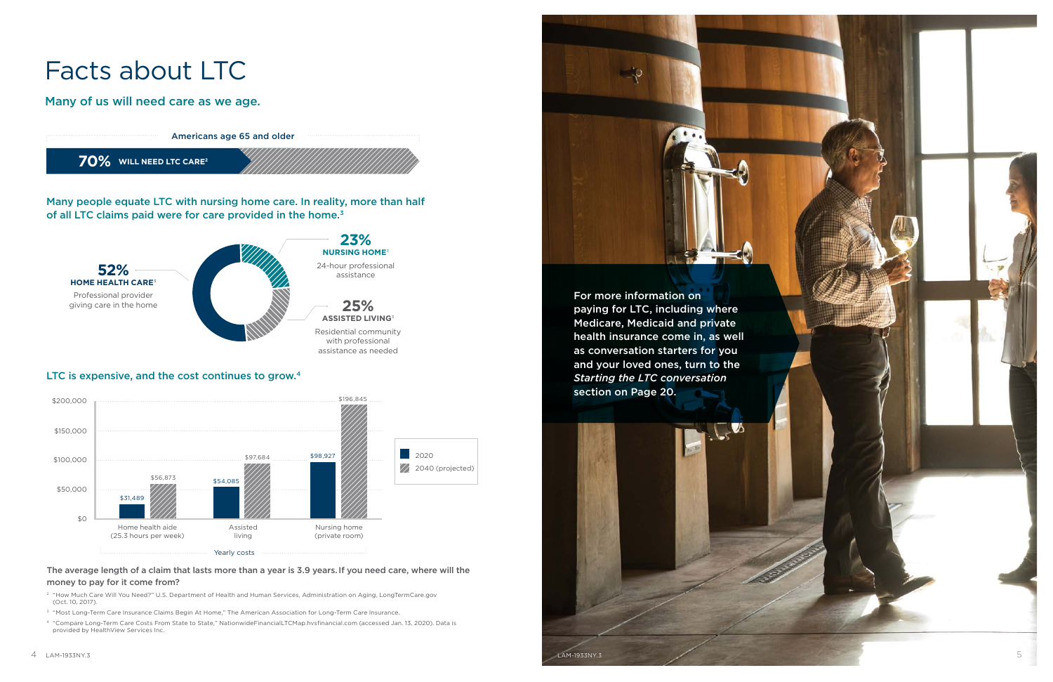# Facts about LTC

## Many of us will need care as we age.

Americans age 65 and older

**70%** **WILL NEED LTC CARE**[2]

## Many people equate LTC with nursing home care. In reality, more than half of all LTC claims paid were for care provided in the home.[3]

**52%** **HOME HEALTH CARE**[3]
Professional provider giving care in the home

**23%** **NURSING HOME**[3]
24-hour professional assistance

**25%** **ASSISTED LIVING**[3]
Residential community with professional assistance as needed

## LTC is expensive, and the cost continues to grow.[4]

Yearly costs

| | 2020 | 2040 (projected) |
|---|---|---|
| Home health aide (25.3 hours per week) | $31,489 | $56,873 |
| Assisted living | $54,085 | $97,684 |
| Nursing home (private room) | $98,927 | $196,845 |

**The average length of a claim that lasts more than a year is 3.9 years. If you need care, where will the money to pay for it come from?**

[2] "How Much Care Will You Need?" U.S. Department of Health and Human Services, Administration on Aging, LongTermCare.gov (Oct. 10, 2017).

[3] "Most Long-Term Care Insurance Claims Begin At Home," The American Association for Long-Term Care Insurance.

[4] "Compare Long-Term Care Costs From State to State," NationwideFinancialLTCMap.hvsfinancial.com (accessed Jan. 13, 2020). Data is provided by HealthView Services Inc.

For more information on paying for LTC, including where Medicare, Medicaid and private health insurance come in, as well as conversation starters for you and your loved ones, turn to the *Starting the LTC conversation* section on Page 20.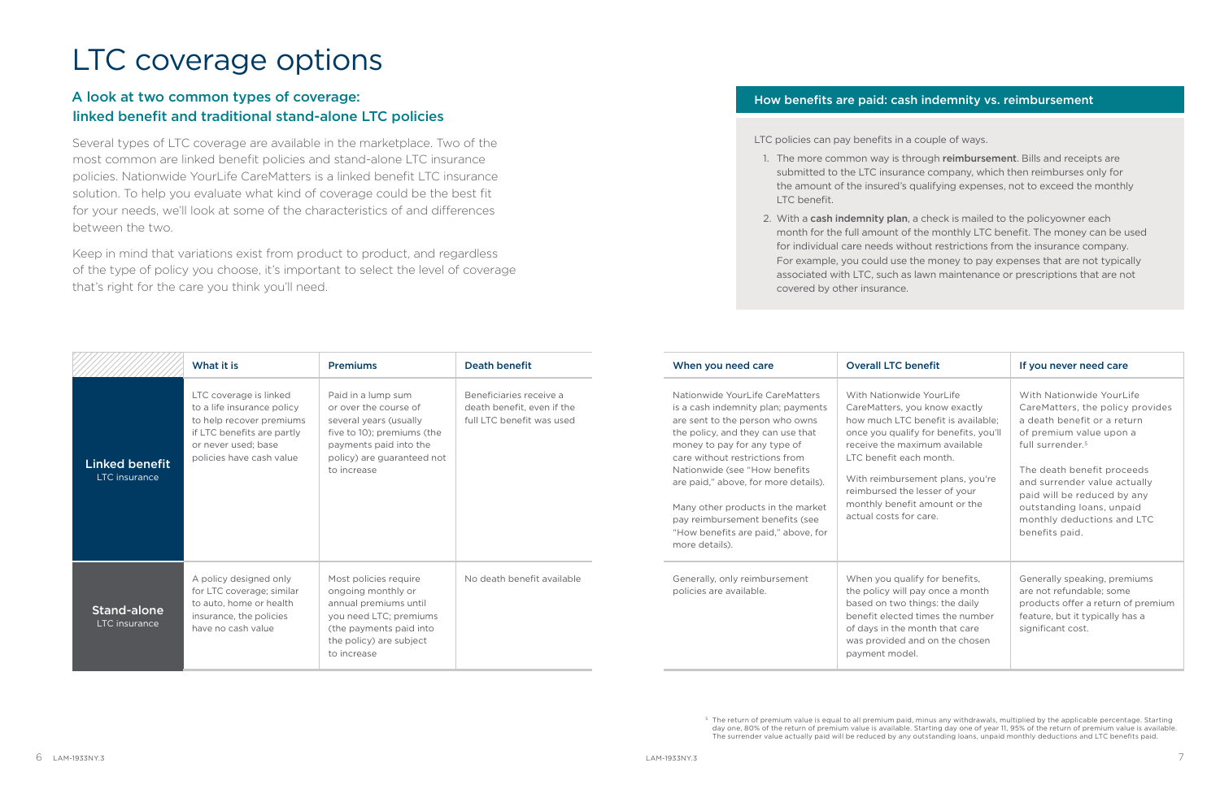# LTC coverage options

## A look at two common types of coverage: linked benefit and traditional stand-alone LTC policies

Several types of LTC coverage are available in the marketplace. Two of the most common are linked benefit policies and stand-alone LTC insurance policies. Nationwide YourLife CareMatters is a linked benefit LTC insurance solution. To help you evaluate what kind of coverage could be the best fit for your needs, we'll look at some of the characteristics of and differences between the two.

Keep in mind that variations exist from product to product, and regardless of the type of policy you choose, it's important to select the level of coverage that's right for the care you think you'll need.

### How benefits are paid: cash indemnity vs. reimbursement

LTC policies can pay benefits in a couple of ways.

1. The more common way is through **reimbursement**. Bills and receipts are submitted to the LTC insurance company, which then reimburses only for the amount of the insured's qualifying expenses, not to exceed the monthly LTC benefit.
2. With a **cash indemnity plan**, a check is mailed to the policyowner each month for the full amount of the monthly LTC benefit. The money can be used for individual care needs without restrictions from the insurance company. For example, you could use the money to pay expenses that are not typically associated with LTC, such as lawn maintenance or prescriptions that are not covered by other insurance.

| | What it is | Premiums | Death benefit | When you need care | Overall LTC benefit | If you never need care |
|---|---|---|---|---|---|---|
| **Linked benefit** LTC insurance | LTC coverage is linked to a life insurance policy to help recover premiums if LTC benefits are partly or never used; base policies have cash value | Paid in a lump sum or over the course of several years (usually five to 10); premiums (the payments paid into the policy) are guaranteed not to increase | Beneficiaries receive a death benefit, even if the full LTC benefit was used | Nationwide YourLife CareMatters is a cash indemnity plan; payments are sent to the person who owns the policy, and they can use that money to pay for any type of care without restrictions from Nationwide (see "How benefits are paid," above, for more details).<br><br>Many other products in the market pay reimbursement benefits (see "How benefits are paid," above, for more details). | With Nationwide YourLife CareMatters, you know exactly how much LTC benefit is available; once you qualify for benefits, you'll receive the maximum available LTC benefit each month.<br><br>With reimbursement plans, you're reimbursed the lesser of your monthly benefit amount or the actual costs for care. | With Nationwide YourLife CareMatters, the policy provides a death benefit or a return of premium value upon a full surrender.[5]<br><br>The death benefit proceeds and surrender value actually paid will be reduced by any outstanding loans, unpaid monthly deductions and LTC benefits paid. |
| **Stand-alone** LTC insurance | A policy designed only for LTC coverage; similar to auto, home or health insurance, the policies have no cash value | Most policies require ongoing monthly or annual premiums until you need LTC; premiums (the payments paid into the policy) are subject to increase | No death benefit available | Generally, only reimbursement policies are available. | When you qualify for benefits, the policy will pay once a month based on two things: the daily benefit elected times the number of days in the month that care was provided and on the chosen payment model. | Generally speaking, premiums are not refundable; some products offer a return of premium feature, but it typically has a significant cost. |

[5] The return of premium value is equal to all premium paid, minus any withdrawals, multiplied by the applicable percentage. Starting day one, 80% of the return of premium value is available. Starting day one of year 11, 95% of the return of premium value is available. The surrender value actually paid will be reduced by any outstanding loans, unpaid monthly deductions and LTC benefits paid.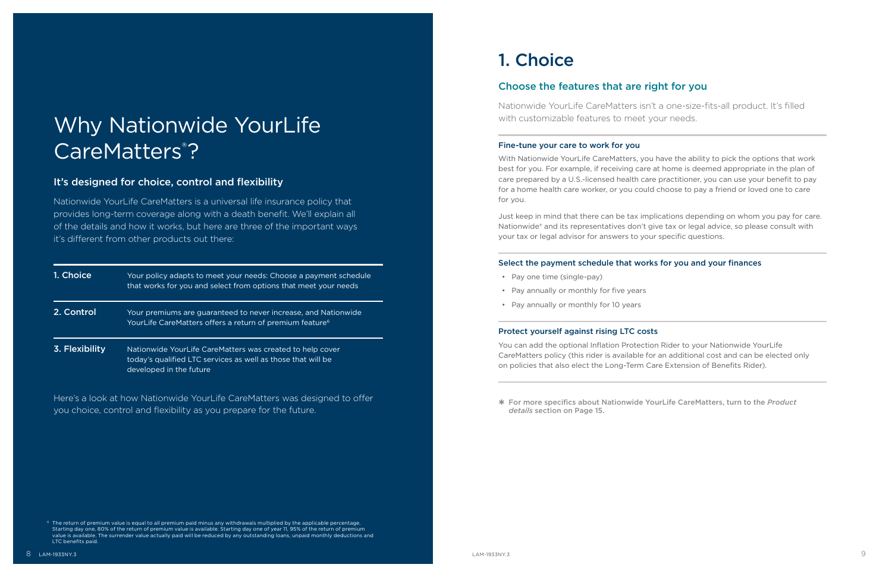# Why Nationwide YourLife CareMatters®?

## It's designed for choice, control and flexibility

Nationwide YourLife CareMatters is a universal life insurance policy that provides long-term coverage along with a death benefit. We'll explain all of the details and how it works, but here are three of the important ways it's different from other products out there:

| | |
|---|---|
| **1. Choice** | Your policy adapts to meet your needs: Choose a payment schedule that works for you and select from options that meet your needs |
| **2. Control** | Your premiums are guaranteed to never increase, and Nationwide YourLife CareMatters offers a return of premium feature[6] |
| **3. Flexibility** | Nationwide YourLife CareMatters was created to help cover today's qualified LTC services as well as those that will be developed in the future |

Here's a look at how Nationwide YourLife CareMatters was designed to offer you choice, control and flexibility as you prepare for the future.

[6] The return of premium value is equal to all premium paid minus any withdrawals multiplied by the applicable percentage. Starting day one, 80% of the return of premium value is available. Starting day one of year 11, 95% of the return of premium value is available. The surrender value actually paid will be reduced by any outstanding loans, unpaid monthly deductions and LTC benefits paid.

# 1. Choice

## Choose the features that are right for you

Nationwide YourLife CareMatters isn't a one-size-fits-all product. It's filled with customizable features to meet your needs.

### Fine-tune your care to work for you

With Nationwide YourLife CareMatters, you have the ability to pick the options that work best for you. For example, if receiving care at home is deemed appropriate in the plan of care prepared by a U.S.-licensed health care practitioner, you can use your benefit to pay for a home health care worker, or you could choose to pay a friend or loved one to care for you.

Just keep in mind that there can be tax implications depending on whom you pay for care. Nationwide® and its representatives don't give tax or legal advice, so please consult with your tax or legal advisor for answers to your specific questions.

### Select the payment schedule that works for you and your finances

- Pay one time (single-pay)
- Pay annually or monthly for five years
- Pay annually or monthly for 10 years

### Protect yourself against rising LTC costs

You can add the optional Inflation Protection Rider to your Nationwide YourLife CareMatters policy (this rider is available for an additional cost and can be elected only on policies that also elect the Long-Term Care Extension of Benefits Rider).

✱ **For more specifics about Nationwide YourLife CareMatters, turn to the *Product details* section on Page 15.**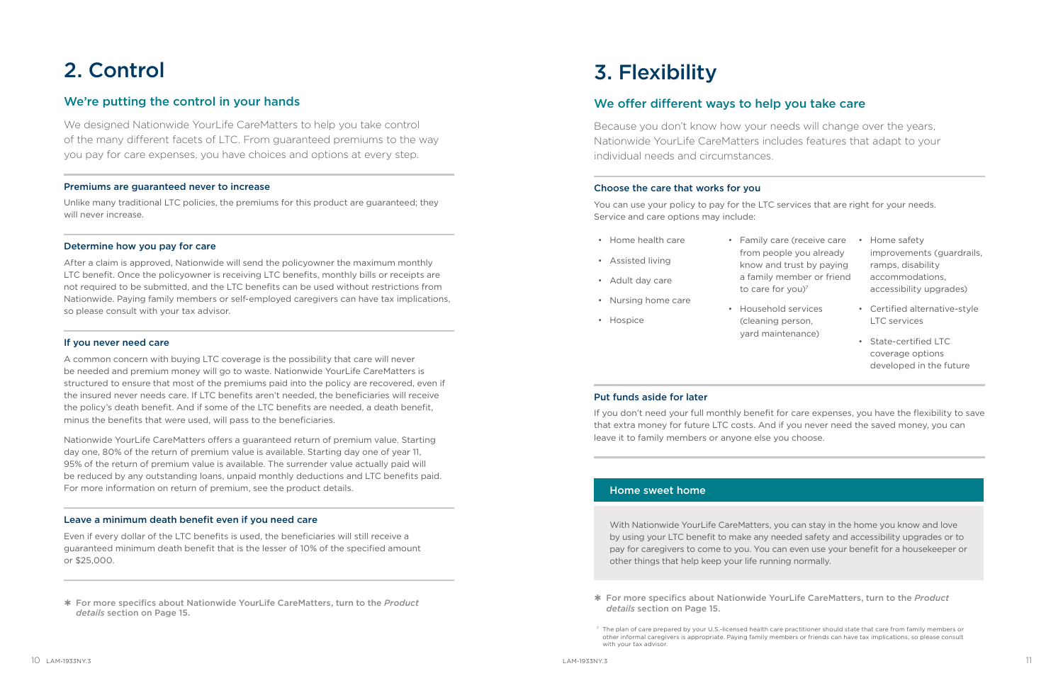# 2. Control

## We're putting the control in your hands

We designed Nationwide YourLife CareMatters to help you take control of the many different facets of LTC. From guaranteed premiums to the way you pay for care expenses, you have choices and options at every step.

### Premiums are guaranteed never to increase

Unlike many traditional LTC policies, the premiums for this product are guaranteed; they will never increase.

### Determine how you pay for care

After a claim is approved, Nationwide will send the policyowner the maximum monthly LTC benefit. Once the policyowner is receiving LTC benefits, monthly bills or receipts are not required to be submitted, and the LTC benefits can be used without restrictions from Nationwide. Paying family members or self-employed caregivers can have tax implications, so please consult with your tax advisor.

### If you never need care

A common concern with buying LTC coverage is the possibility that care will never be needed and premium money will go to waste. Nationwide YourLife CareMatters is structured to ensure that most of the premiums paid into the policy are recovered, even if the insured never needs care. If LTC benefits aren't needed, the beneficiaries will receive the policy's death benefit. And if some of the LTC benefits are needed, a death benefit, minus the benefits that were used, will pass to the beneficiaries.

Nationwide YourLife CareMatters offers a guaranteed return of premium value. Starting day one, 80% of the return of premium value is available. Starting day one of year 11, 95% of the return of premium value is available. The surrender value actually paid will be reduced by any outstanding loans, unpaid monthly deductions and LTC benefits paid. For more information on return of premium, see the product details.

### Leave a minimum death benefit even if you need care

Even if every dollar of the LTC benefits is used, the beneficiaries will still receive a guaranteed minimum death benefit that is the lesser of 10% of the specified amount or $25,000.

✱ **For more specifics about Nationwide YourLife CareMatters, turn to the *Product details* section on Page 15.**

# 3. Flexibility

## We offer different ways to help you take care

Because you don't know how your needs will change over the years, Nationwide YourLife CareMatters includes features that adapt to your individual needs and circumstances.

### Choose the care that works for you

You can use your policy to pay for the LTC services that are right for your needs. Service and care options may include:

- Home health care
- Assisted living
- Adult day care
- Nursing home care
- Hospice
- Family care (receive care from people you already know and trust by paying a family member or friend to care for you)[7]
- Household services (cleaning person, yard maintenance)
- Home safety improvements (guardrails, ramps, disability accommodations, accessibility upgrades)
- Certified alternative-style LTC services
- State-certified LTC coverage options developed in the future

### Put funds aside for later

If you don't need your full monthly benefit for care expenses, you have the flexibility to save that extra money for future LTC costs. And if you never need the saved money, you can leave it to family members or anyone else you choose.

### Home sweet home

With Nationwide YourLife CareMatters, you can stay in the home you know and love by using your LTC benefit to make any needed safety and accessibility upgrades or to pay for caregivers to come to you. You can even use your benefit for a housekeeper or other things that help keep your life running normally.

✱ **For more specifics about Nationwide YourLife CareMatters, turn to the *Product details* section on Page 15.**

[7] The plan of care prepared by your U.S.-licensed health care practitioner should state that care from family members or other informal caregivers is appropriate. Paying family members or friends can have tax implications, so please consult with your tax advisor.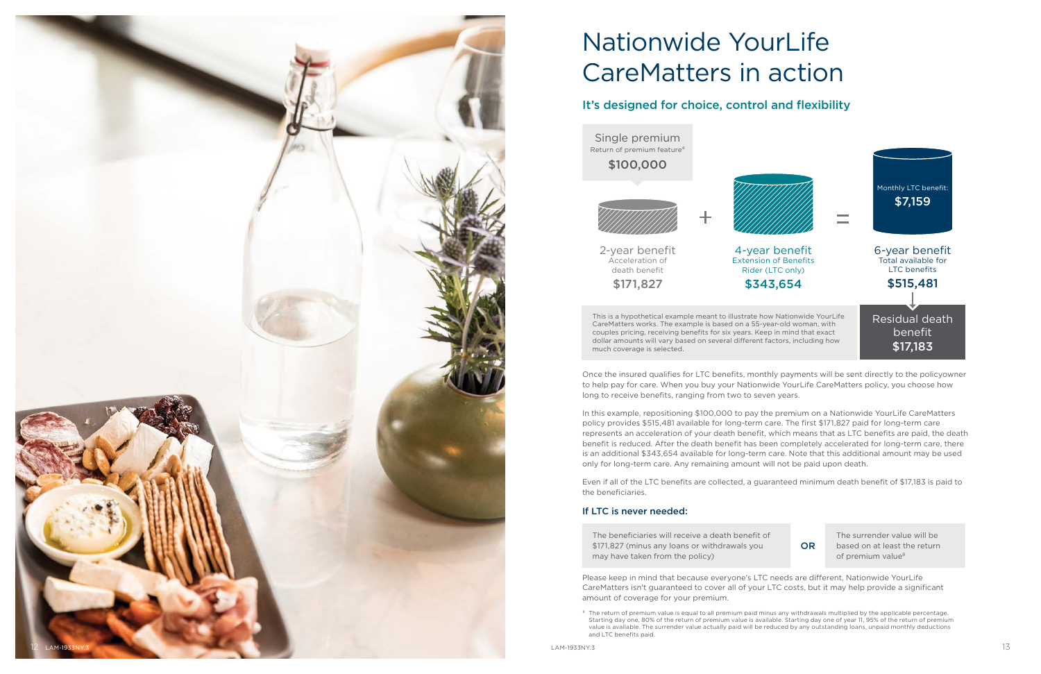# Nationwide YourLife CareMatters in action

## It's designed for choice, control and flexibility

Single premium
Return of premium feature[8]
**$100,000**

2-year benefit
Acceleration of death benefit
$171,827

+

4-year benefit
Extension of Benefits Rider (LTC only)
**$343,654**

=

Monthly LTC benefit:
**$7,159**

6-year benefit
Total available for LTC benefits
**$515,481**

Residual death benefit
**$17,183**

This is a hypothetical example meant to illustrate how Nationwide YourLife CareMatters works. The example is based on a 55-year-old woman, with couples pricing, receiving benefits for six years. Keep in mind that exact dollar amounts will vary based on several different factors, including how much coverage is selected.

Once the insured qualifies for LTC benefits, monthly payments will be sent directly to the policyowner to help pay for care. When you buy your Nationwide YourLife CareMatters policy, you choose how long to receive benefits, ranging from two to seven years.

In this example, repositioning $100,000 to pay the premium on a Nationwide YourLife CareMatters policy provides $515,481 available for long-term care. The first $171,827 paid for long-term care represents an acceleration of your death benefit, which means that as LTC benefits are paid, the death benefit is reduced. After the death benefit has been completely accelerated for long-term care, there is an additional $343,654 available for long-term care. Note that this additional amount may be used only for long-term care. Any remaining amount will not be paid upon death.

Even if all of the LTC benefits are collected, a guaranteed minimum death benefit of $17,183 is paid to the beneficiaries.

### If LTC is never needed:

The beneficiaries will receive a death benefit of $171,827 (minus any loans or withdrawals you may have taken from the policy)

**OR**

The surrender value will be based on at least the return of premium value[8]

Please keep in mind that because everyone's LTC needs are different, Nationwide YourLife CareMatters isn't guaranteed to cover all of your LTC costs, but it may help provide a significant amount of coverage for your premium.

[8] The return of premium value is equal to all premium paid minus any withdrawals multiplied by the applicable percentage. Starting day one, 80% of the return of premium value is available. Starting day one of year 11, 95% of the return of premium value is available. The surrender value actually paid will be reduced by any outstanding loans, unpaid monthly deductions and LTC benefits paid.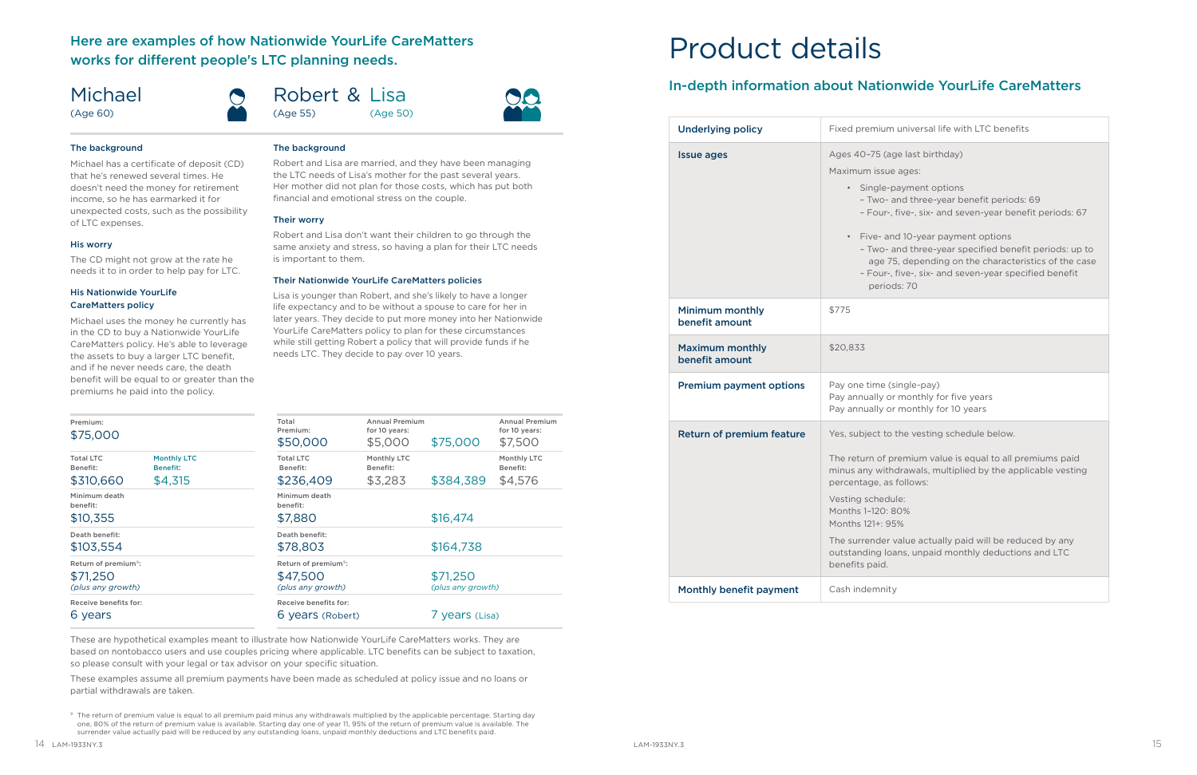## Here are examples of how Nationwide YourLife CareMatters works for different people's LTC planning needs.

### Michael
(Age 60)

#### The background

Michael has a certificate of deposit (CD) that he's renewed several times. He doesn't need the money for retirement income, so he has earmarked it for unexpected costs, such as the possibility of LTC expenses.

#### His worry

The CD might not grow at the rate he needs it to in order to help pay for LTC.

#### His Nationwide YourLife CareMatters policy

Michael uses the money he currently has in the CD to buy a Nationwide YourLife CareMatters policy. He's able to leverage the assets to buy a larger LTC benefit, and if he never needs care, the death benefit will be equal to or greater than the premiums he paid into the policy.

| Premium: | |
|---|---|
| $75,000 | |
| Total LTC Benefit: $310,660 | Monthly LTC Benefit: $4,315 |
| Minimum death benefit: $10,355 | |
| Death benefit: $103,554 | |
| Return of premium[a]: $71,250 *(plus any growth)* | |
| Receive benefits for: 6 years | |

### Robert & Lisa
(Age 55) (Age 50)

#### The background

Robert and Lisa are married, and they have been managing the LTC needs of Lisa's mother for the past several years. Her mother did not plan for those costs, which has put both financial and emotional stress on the couple.

#### Their worry

Robert and Lisa don't want their children to go through the same anxiety and stress, so having a plan for their LTC needs is important to them.

#### Their Nationwide YourLife CareMatters policies

Lisa is younger than Robert, and she's likely to have a longer life expectancy and to be without a spouse to care for her in later years. They decide to put more money into her Nationwide YourLife CareMatters policy to plan for these circumstances while still getting Robert a policy that will provide funds if he needs LTC. They decide to pay over 10 years.

| | Robert | | Lisa | |
|---|---|---|---|---|
| | Total Premium: $50,000 | Annual Premium for 10 years: $5,000 | $75,000 | Annual Premium for 10 years: $7,500 |
| | Total LTC Benefit: $236,409 | Monthly LTC Benefit: $3,283 | $384,389 | Monthly LTC Benefit: $4,576 |
| Minimum death benefit: | $7,880 | | $16,474 | |
| Death benefit: | $78,803 | | $164,738 | |
| Return of premium[a]: | $47,500 *(plus any growth)* | | $71,250 *(plus any growth)* | |
| Receive benefits for: | 6 years (Robert) | | 7 years (Lisa) | |

These are hypothetical examples meant to illustrate how Nationwide YourLife CareMatters works. They are based on nontobacco users and use couples pricing where applicable. LTC benefits can be subject to taxation, so please consult with your legal or tax advisor on your specific situation.

These examples assume all premium payments have been made as scheduled at policy issue and no loans or partial withdrawals are taken.

[a] The return of premium value is equal to all premium paid minus any withdrawals multiplied by the applicable percentage. Starting day one, 80% of the return of premium value is available. Starting day one of year 11, 95% of the return of premium value is available. The surrender value actually paid will be reduced by any outstanding loans, unpaid monthly deductions and LTC benefits paid.

# Product details

## In-depth information about Nationwide YourLife CareMatters

| | |
|---|---|
| **Underlying policy** | Fixed premium universal life with LTC benefits |
| **Issue ages** | Ages 40–75 (age last birthday)<br>Maximum issue ages:<br>• Single-payment options<br>– Two- and three-year benefit periods: 69<br>– Four-, five-, six- and seven-year benefit periods: 67<br>• Five- and 10-year payment options<br>– Two- and three-year specified benefit periods: up to age 75, depending on the characteristics of the case<br>– Four-, five-, six- and seven-year specified benefit periods: 70 |
| **Minimum monthly benefit amount** | $775 |
| **Maximum monthly benefit amount** | $20,833 |
| **Premium payment options** | Pay one time (single-pay)<br>Pay annually or monthly for five years<br>Pay annually or monthly for 10 years |
| **Return of premium feature** | Yes, subject to the vesting schedule below.<br>The return of premium value is equal to all premiums paid minus any withdrawals, multiplied by the applicable vesting percentage, as follows:<br>Vesting schedule:<br>Months 1–120: 80%<br>Months 121+: 95%<br>The surrender value actually paid will be reduced by any outstanding loans, unpaid monthly deductions and LTC benefits paid. |
| **Monthly benefit payment** | Cash indemnity |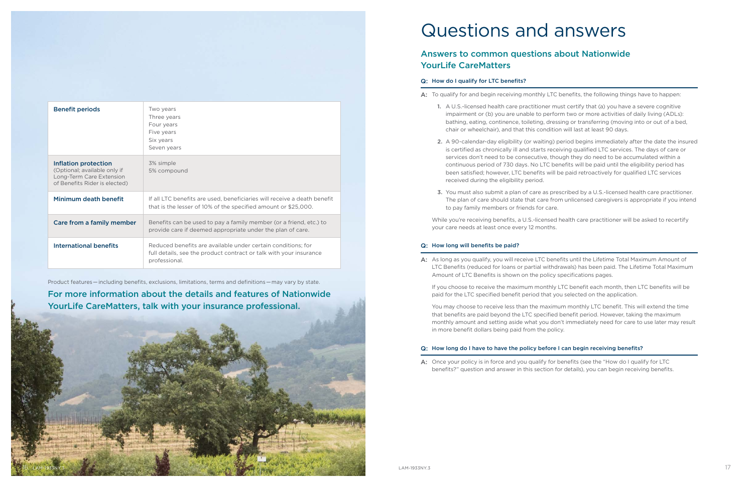| Benefit periods | Two years<br>Three years<br>Four years<br>Five years<br>Six years<br>Seven years |
|---|---|
| **Inflation protection** (Optional; available only if Long-Term Care Extension of Benefits Rider is elected) | 3% simple<br>5% compound |
| **Minimum death benefit** | If all LTC benefits are used, beneficiaries will receive a death benefit that is the lesser of 10% of the specified amount or $25,000. |
| **Care from a family member** | Benefits can be used to pay a family member (or a friend, etc.) to provide care if deemed appropriate under the plan of care. |
| **International benefits** | Reduced benefits are available under certain conditions; for full details, see the product contract or talk with your insurance professional. |

Product features — including benefits, exclusions, limitations, terms and definitions — may vary by state.

**For more information about the details and features of Nationwide YourLife CareMatters, talk with your insurance professional.**

# Questions and answers

## Answers to common questions about Nationwide YourLife CareMatters

**Q: How do I qualify for LTC benefits?**

**A:** To qualify for and begin receiving monthly LTC benefits, the following things have to happen:

1. A U.S.-licensed health care practitioner must certify that (a) you have a severe cognitive impairment or (b) you are unable to perform two or more activities of daily living (ADLs): bathing, eating, continence, toileting, dressing or transferring (moving into or out of a bed, chair or wheelchair), and that this condition will last at least 90 days.
2. A 90-calendar-day eligibility (or waiting) period begins immediately after the date the insured is certified as chronically ill and starts receiving qualified LTC services. The days of care or services don't need to be consecutive, though they do need to be accumulated within a continuous period of 730 days. No LTC benefits will be paid until the eligibility period has been satisfied; however, LTC benefits will be paid retroactively for qualified LTC services received during the eligibility period.
3. You must also submit a plan of care as prescribed by a U.S.-licensed health care practitioner. The plan of care should state that care from unlicensed caregivers is appropriate if you intend to pay family members or friends for care.

While you're receiving benefits, a U.S.-licensed health care practitioner will be asked to recertify your care needs at least once every 12 months.

**Q: How long will benefits be paid?**

**A:** As long as you qualify, you will receive LTC benefits until the Lifetime Total Maximum Amount of LTC Benefits (reduced for loans or partial withdrawals) has been paid. The Lifetime Total Maximum Amount of LTC Benefits is shown on the policy specifications pages.

If you choose to receive the maximum monthly LTC benefit each month, then LTC benefits will be paid for the LTC specified benefit period that you selected on the application.

You may choose to receive less than the maximum monthly LTC benefit. This will extend the time that benefits are paid beyond the LTC specified benefit period. However, taking the maximum monthly amount and setting aside what you don't immediately need for care to use later may result in more benefit dollars being paid from the policy.

**Q: How long do I have to have the policy before I can begin receiving benefits?**

**A:** Once your policy is in force and you qualify for benefits (see the "How do I qualify for LTC benefits?" question and answer in this section for details), you can begin receiving benefits.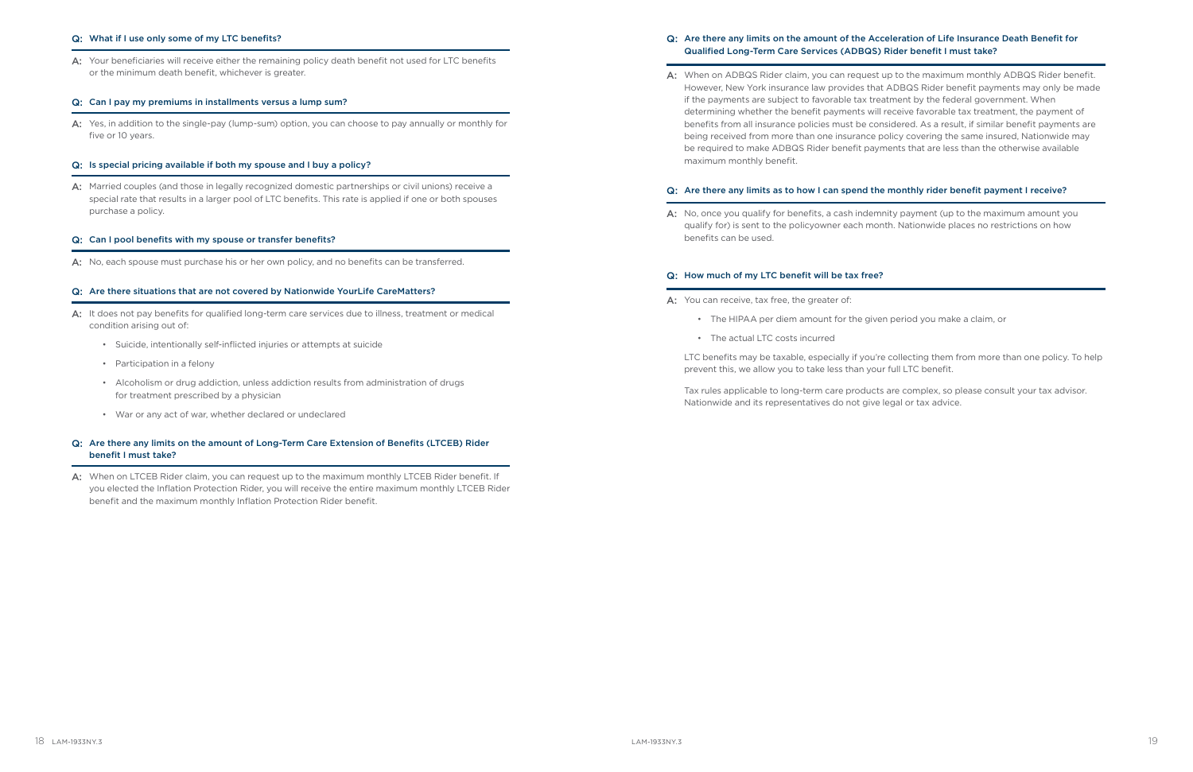**Q: What if I use only some of my LTC benefits?**

A: Your beneficiaries will receive either the remaining policy death benefit not used for LTC benefits or the minimum death benefit, whichever is greater.

**Q: Can I pay my premiums in installments versus a lump sum?**

A: Yes, in addition to the single-pay (lump-sum) option, you can choose to pay annually or monthly for five or 10 years.

**Q: Is special pricing available if both my spouse and I buy a policy?**

A: Married couples (and those in legally recognized domestic partnerships or civil unions) receive a special rate that results in a larger pool of LTC benefits. This rate is applied if one or both spouses purchase a policy.

**Q: Can I pool benefits with my spouse or transfer benefits?**

A: No, each spouse must purchase his or her own policy, and no benefits can be transferred.

**Q: Are there situations that are not covered by Nationwide YourLife CareMatters?**

A: It does not pay benefits for qualified long-term care services due to illness, treatment or medical condition arising out of:

- Suicide, intentionally self-inflicted injuries or attempts at suicide
- Participation in a felony
- Alcoholism or drug addiction, unless addiction results from administration of drugs for treatment prescribed by a physician
- War or any act of war, whether declared or undeclared

**Q: Are there any limits on the amount of Long-Term Care Extension of Benefits (LTCEB) Rider benefit I must take?**

A: When on LTCEB Rider claim, you can request up to the maximum monthly LTCEB Rider benefit. If you elected the Inflation Protection Rider, you will receive the entire maximum monthly LTCEB Rider benefit and the maximum monthly Inflation Protection Rider benefit.

**Q: Are there any limits on the amount of the Acceleration of Life Insurance Death Benefit for Qualified Long-Term Care Services (ADBQS) Rider benefit I must take?**

A: When on ADBQS Rider claim, you can request up to the maximum monthly ADBQS Rider benefit. However, New York insurance law provides that ADBQS Rider benefit payments may only be made if the payments are subject to favorable tax treatment by the federal government. When determining whether the benefit payments will receive favorable tax treatment, the payment of benefits from all insurance policies must be considered. As a result, if similar benefit payments are being received from more than one insurance policy covering the same insured, Nationwide may be required to make ADBQS Rider benefit payments that are less than the otherwise available maximum monthly benefit.

**Q: Are there any limits as to how I can spend the monthly rider benefit payment I receive?**

A: No, once you qualify for benefits, a cash indemnity payment (up to the maximum amount you qualify for) is sent to the policyowner each month. Nationwide places no restrictions on how benefits can be used.

**Q: How much of my LTC benefit will be tax free?**

A: You can receive, tax free, the greater of:

- The HIPAA per diem amount for the given period you make a claim, or
- The actual LTC costs incurred

LTC benefits may be taxable, especially if you're collecting them from more than one policy. To help prevent this, we allow you to take less than your full LTC benefit.

Tax rules applicable to long-term care products are complex, so please consult your tax advisor. Nationwide and its representatives do not give legal or tax advice.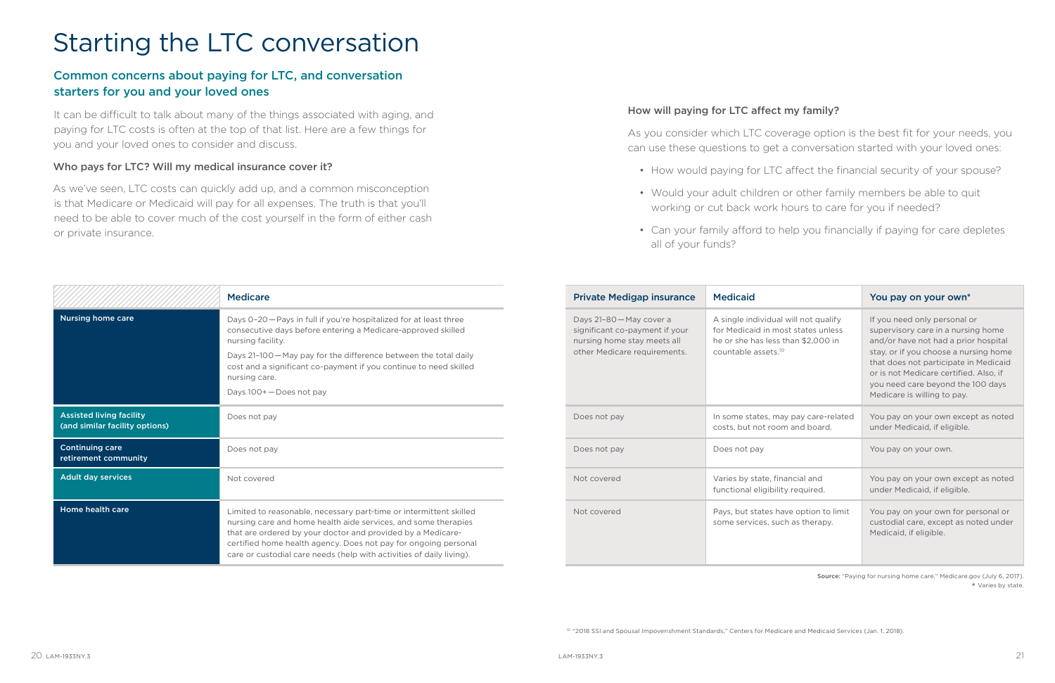# Starting the LTC conversation

## Common concerns about paying for LTC, and conversation starters for you and your loved ones

It can be difficult to talk about many of the things associated with aging, and paying for LTC costs is often at the top of that list. Here are a few things for you and your loved ones to consider and discuss.

### Who pays for LTC? Will my medical insurance cover it?

As we've seen, LTC costs can quickly add up, and a common misconception is that Medicare or Medicaid will pay for all expenses. The truth is that you'll need to be able to cover much of the cost yourself in the form of either cash or private insurance.

### How will paying for LTC affect my family?

As you consider which LTC coverage option is the best fit for your needs, you can use these questions to get a conversation started with your loved ones:

- How would paying for LTC affect the financial security of your spouse?
- Would your adult children or other family members be able to quit working or cut back work hours to care for you if needed?
- Can your family afford to help you financially if paying for care depletes all of your funds?

| | Medicare | Private Medigap insurance | Medicaid | You pay on your own* |
|---|---|---|---|---|
| **Nursing home care** | Days 0–20—Pays in full if you're hospitalized for at least three consecutive days before entering a Medicare-approved skilled nursing facility.<br>Days 21–100—May pay for the difference between the total daily cost and a significant co-payment if you continue to need skilled nursing care.<br>Days 100+—Does not pay | Days 21–80—May cover a significant co-payment if your nursing home stay meets all other Medicare requirements. | A single individual will not qualify for Medicaid in most states unless he or she has less than $2,000 in countable assets.[10] | If you need only personal or supervisory care in a nursing home and/or have not had a prior hospital stay, or if you choose a nursing home that does not participate in Medicaid or is not Medicare certified. Also, if you need care beyond the 100 days Medicare is willing to pay. |
| **Assisted living facility (and similar facility options)** | Does not pay | Does not pay | In some states, may pay care-related costs, but not room and board. | You pay on your own except as noted under Medicaid, if eligible. |
| **Continuing care retirement community** | Does not pay | Does not pay | Does not pay | You pay on your own. |
| **Adult day services** | Not covered | Not covered | Varies by state, financial and functional eligibility required. | You pay on your own except as noted under Medicaid, if eligible. |
| **Home health care** | Limited to reasonable, necessary part-time or intermittent skilled nursing care and home health aide services, and some therapies that are ordered by your doctor and provided by a Medicare-certified home health agency. Does not pay for ongoing personal care or custodial care needs (help with activities of daily living). | Not covered | Pays, but states have option to limit some services, such as therapy. | You pay on your own for personal or custodial care, except as noted under Medicaid, if eligible. |

**Source:** "Paying for nursing home care," Medicare.gov (July 6, 2017).
* Varies by state.

[10] "2018 SSI and Spousal Impoverishment Standards," Centers for Medicare and Medicaid Services (Jan. 1, 2018).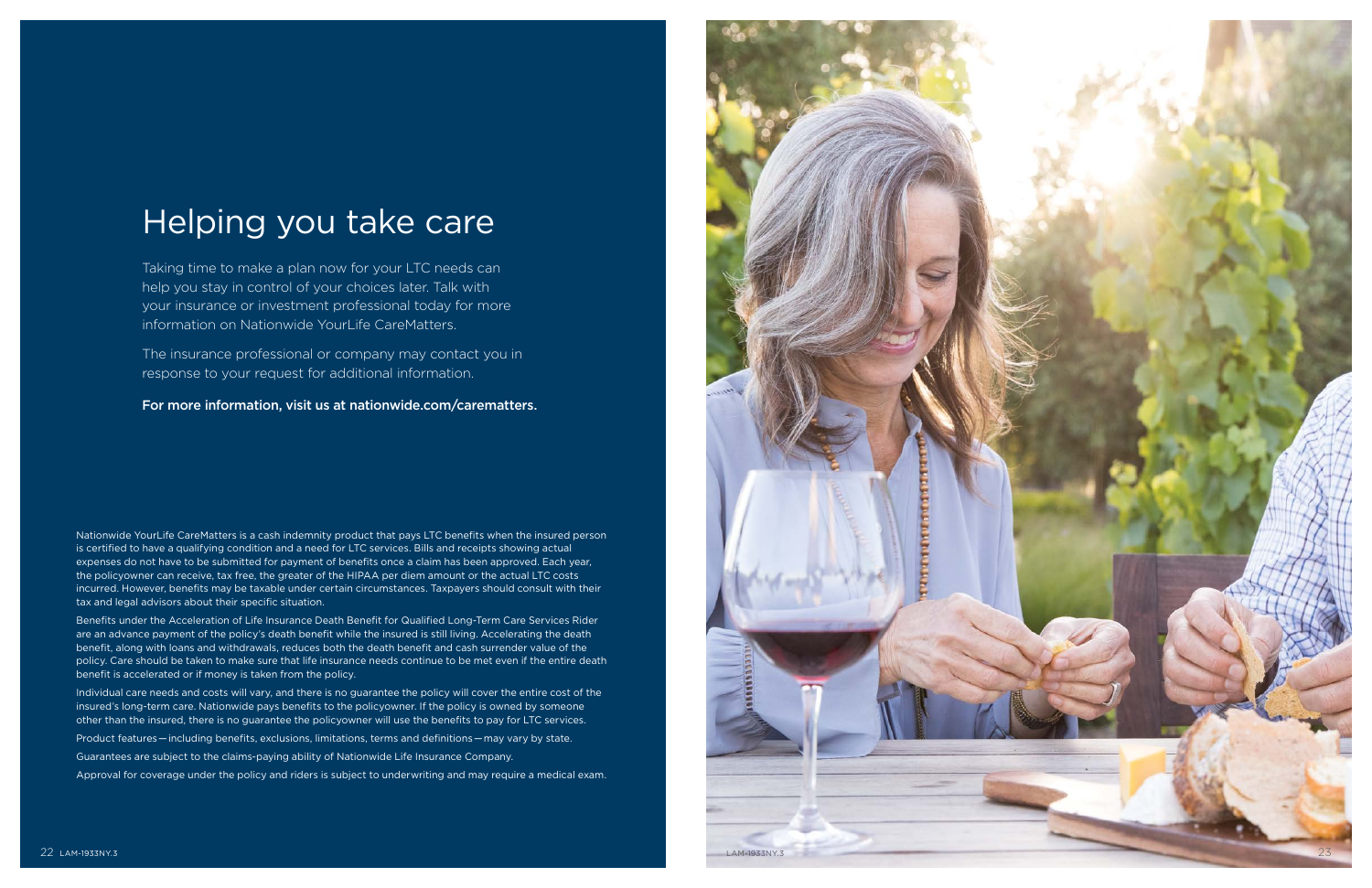# Helping you take care

Taking time to make a plan now for your LTC needs can help you stay in control of your choices later. Talk with your insurance or investment professional today for more information on Nationwide YourLife CareMatters.

The insurance professional or company may contact you in response to your request for additional information.

**For more information, visit us at nationwide.com/carematters.**

Nationwide YourLife CareMatters is a cash indemnity product that pays LTC benefits when the insured person is certified to have a qualifying condition and a need for LTC services. Bills and receipts showing actual expenses do not have to be submitted for payment of benefits once a claim has been approved. Each year, the policyowner can receive, tax free, the greater of the HIPAA per diem amount or the actual LTC costs incurred. However, benefits may be taxable under certain circumstances. Taxpayers should consult with their tax and legal advisors about their specific situation.

Benefits under the Acceleration of Life Insurance Death Benefit for Qualified Long-Term Care Services Rider are an advance payment of the policy's death benefit while the insured is still living. Accelerating the death benefit, along with loans and withdrawals, reduces both the death benefit and cash surrender value of the policy. Care should be taken to make sure that life insurance needs continue to be met even if the entire death benefit is accelerated or if money is taken from the policy.

Individual care needs and costs will vary, and there is no guarantee the policy will cover the entire cost of the insured's long-term care. Nationwide pays benefits to the policyowner. If the policy is owned by someone other than the insured, there is no guarantee the policyowner will use the benefits to pay for LTC services.

Product features — including benefits, exclusions, limitations, terms and definitions — may vary by state.

Guarantees are subject to the claims-paying ability of Nationwide Life Insurance Company.

Approval for coverage under the policy and riders is subject to underwriting and may require a medical exam.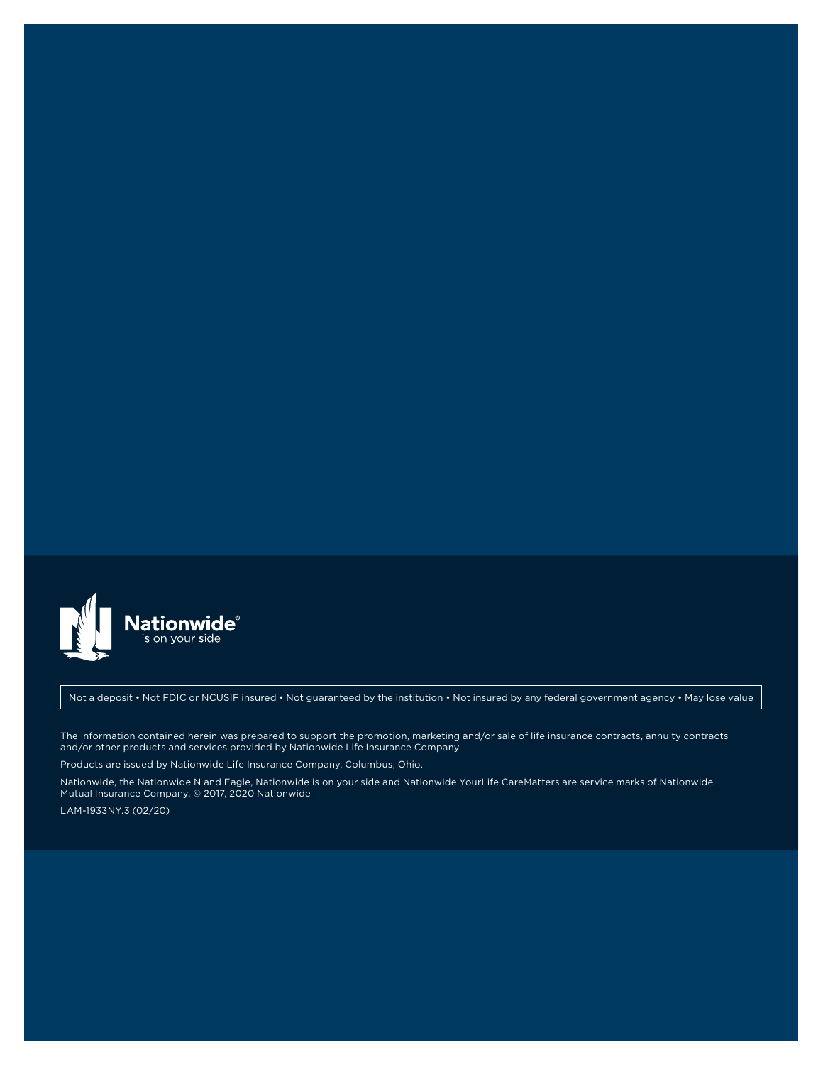Nationwide®
is on your side

Not a deposit • Not FDIC or NCUSIF insured • Not guaranteed by the institution • Not insured by any federal government agency • May lose value

The information contained herein was prepared to support the promotion, marketing and/or sale of life insurance contracts, annuity contracts and/or other products and services provided by Nationwide Life Insurance Company.

Products are issued by Nationwide Life Insurance Company, Columbus, Ohio.

Nationwide, the Nationwide N and Eagle, Nationwide is on your side and Nationwide YourLife CareMatters are service marks of Nationwide Mutual Insurance Company. © 2017, 2020 Nationwide

LAM-1933NY.3 (02/20)